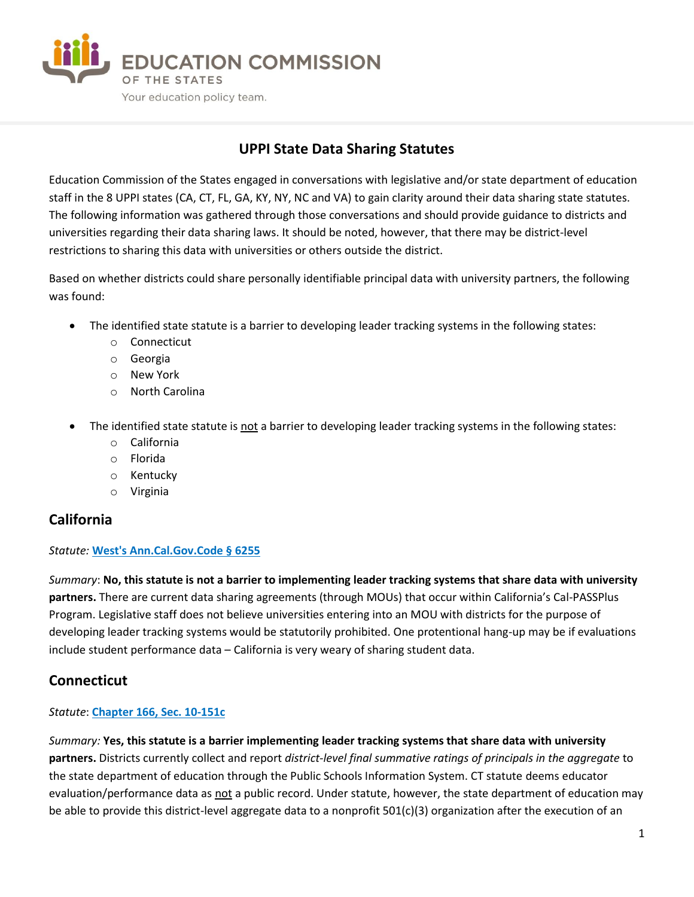EDUCATION COMMISSION OF THE STATES

Your education policy team.

# UPPI State Data Sharing Statutes

Education Commission of the States engaged in conversations with legislative and/or state department of education staff in the 8 UPPI states (CA, CT, FL, GA, KY, NY, NC and VA) to gain clarity around their data sharing state statutes. The following information was gathered through those conversations and should provide guidance to districts and universities regarding their data sharing laws. It should be noted, however, that there may be district-level restrictions to sharing this data with universities or others outside the district.

Based on whether districts could share personally identifiable principal data with university partners, the following was found:

- The identified state statute is a barrier to developing leader tracking systems in the following states:
  - Connecticut
  - Georgia
  - New York
  - North Carolina
- The identified state statute is not a barrier to developing leader tracking systems in the following states:
  - California
  - Florida
  - Kentucky
  - Virginia

## California

*Statute:* **West's Ann.Cal.Gov.Code § 6255**

*Summary*: **No, this statute is not a barrier to implementing leader tracking systems that share data with university partners.** There are current data sharing agreements (through MOUs) that occur within California's Cal-PASSPlus Program. Legislative staff does not believe universities entering into an MOU with districts for the purpose of developing leader tracking systems would be statutorily prohibited. One protentional hang-up may be if evaluations include student performance data – California is very weary of sharing student data.

## Connecticut

*Statute*: **Chapter 166, Sec. 10-151c**

*Summary:* **Yes, this statute is a barrier implementing leader tracking systems that share data with university partners.** Districts currently collect and report *district-level final summative ratings of principals in the aggregate* to the state department of education through the Public Schools Information System. CT statute deems educator evaluation/performance data as not a public record. Under statute, however, the state department of education may be able to provide this district-level aggregate data to a nonprofit 501(c)(3) organization after the execution of an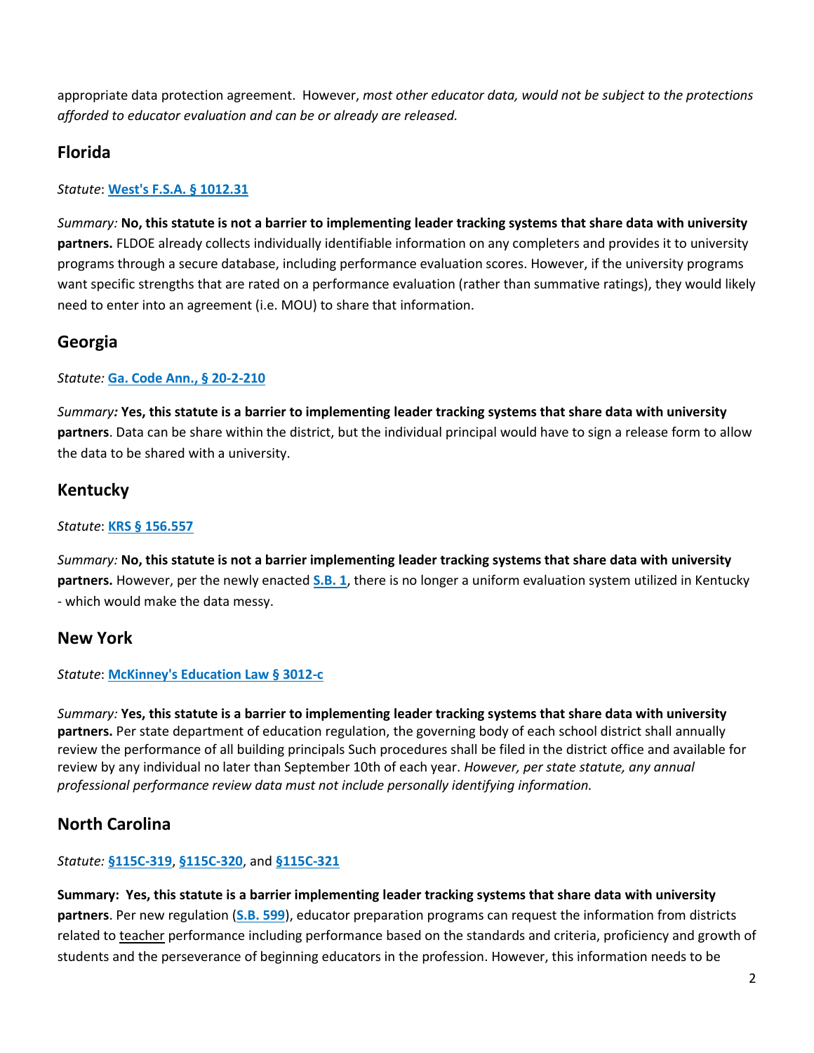appropriate data protection agreement. However, *most other educator data, would not be subject to the protections afforded to educator evaluation and can be or already are released.*

## Florida

*Statute*: **West's F.S.A. § 1012.31**

*Summary:* **No, this statute is not a barrier to implementing leader tracking systems that share data with university partners.** FLDOE already collects individually identifiable information on any completers and provides it to university programs through a secure database, including performance evaluation scores. However, if the university programs want specific strengths that are rated on a performance evaluation (rather than summative ratings), they would likely need to enter into an agreement (i.e. MOU) to share that information.

## Georgia

*Statute:* **Ga. Code Ann., § 20-2-210**

*Summary:* **Yes, this statute is a barrier to implementing leader tracking systems that share data with university partners**. Data can be share within the district, but the individual principal would have to sign a release form to allow the data to be shared with a university.

## Kentucky

*Statute*: **KRS § 156.557**

*Summary:* **No, this statute is not a barrier implementing leader tracking systems that share data with university partners.** However, per the newly enacted **S.B. 1**, there is no longer a uniform evaluation system utilized in Kentucky - which would make the data messy.

## New York

*Statute*: **McKinney's Education Law § 3012-c**

*Summary:* **Yes, this statute is a barrier to implementing leader tracking systems that share data with university partners.** Per state department of education regulation, the governing body of each school district shall annually review the performance of all building principals Such procedures shall be filed in the district office and available for review by any individual no later than September 10th of each year. *However, per state statute, any annual professional performance review data must not include personally identifying information.*

## North Carolina

*Statute:* **§115C-319**, **§115C-320**, and **§115C-321**

**Summary: Yes, this statute is a barrier implementing leader tracking systems that share data with university partners**. Per new regulation (**S.B. 599**), educator preparation programs can request the information from districts related to teacher performance including performance based on the standards and criteria, proficiency and growth of students and the perseverance of beginning educators in the profession. However, this information needs to be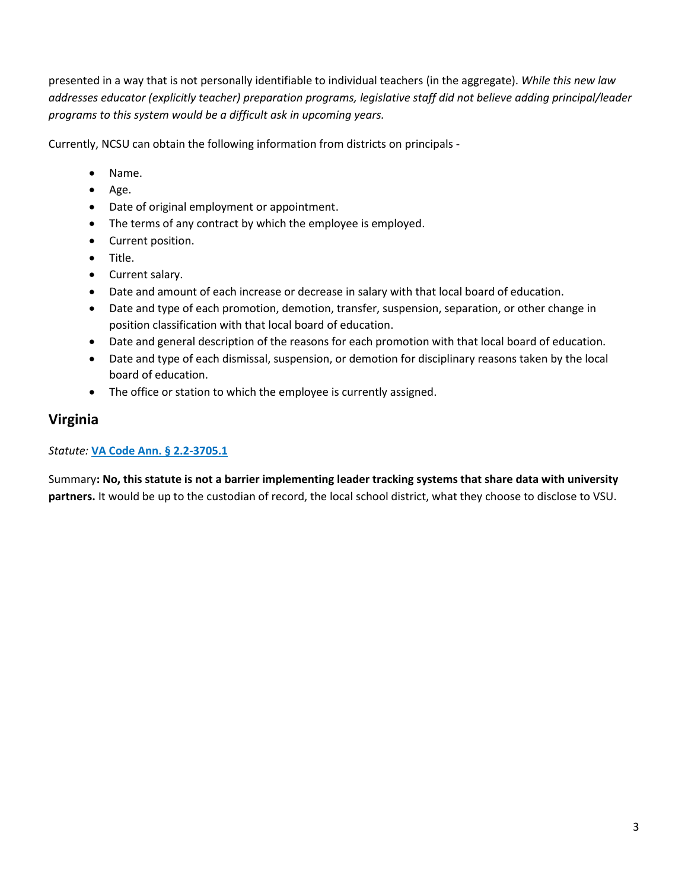presented in a way that is not personally identifiable to individual teachers (in the aggregate). *While this new law addresses educator (explicitly teacher) preparation programs, legislative staff did not believe adding principal/leader programs to this system would be a difficult ask in upcoming years.*

Currently, NCSU can obtain the following information from districts on principals -

- Name.
- Age.
- Date of original employment or appointment.
- The terms of any contract by which the employee is employed.
- Current position.
- Title.
- Current salary.
- Date and amount of each increase or decrease in salary with that local board of education.
- Date and type of each promotion, demotion, transfer, suspension, separation, or other change in position classification with that local board of education.
- Date and general description of the reasons for each promotion with that local board of education.
- Date and type of each dismissal, suspension, or demotion for disciplinary reasons taken by the local board of education.
- The office or station to which the employee is currently assigned.

## Virginia

*Statute:* **VA Code Ann. § 2.2-3705.1**

Summary**: No, this statute is not a barrier implementing leader tracking systems that share data with university partners.** It would be up to the custodian of record, the local school district, what they choose to disclose to VSU.